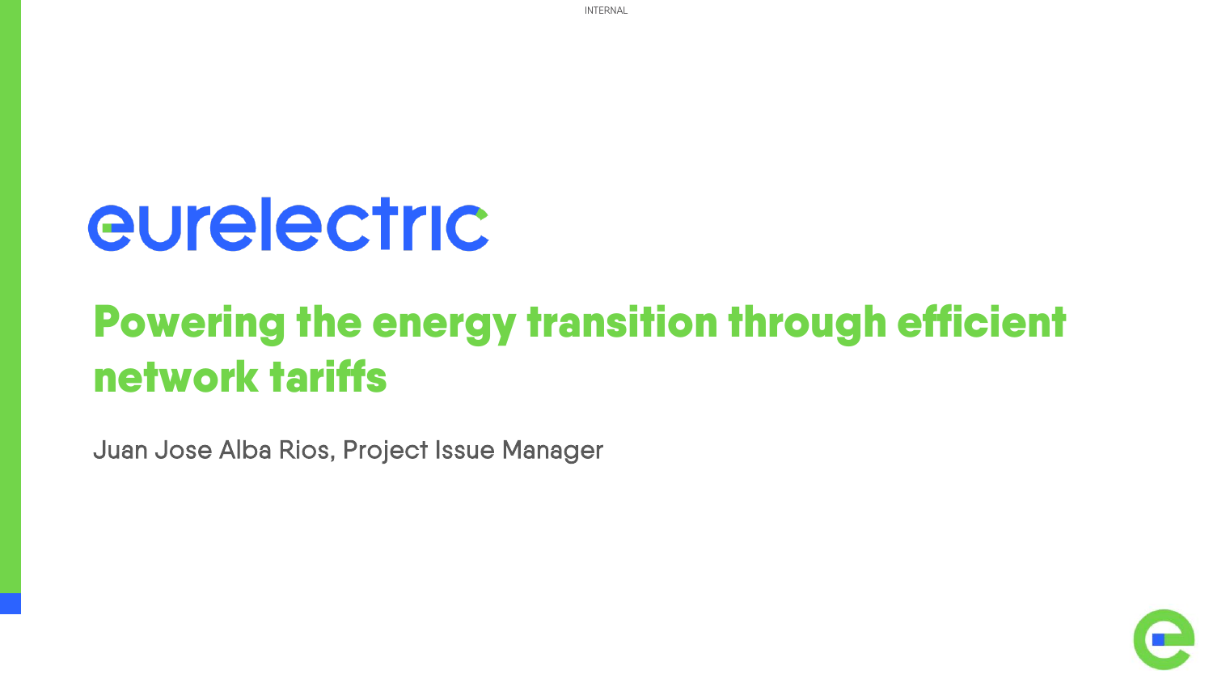INTERNAL

eurelectric

# Powering the energy transition through efficient network tariffs

Juan Jose Alba Rios, Project Issue Manager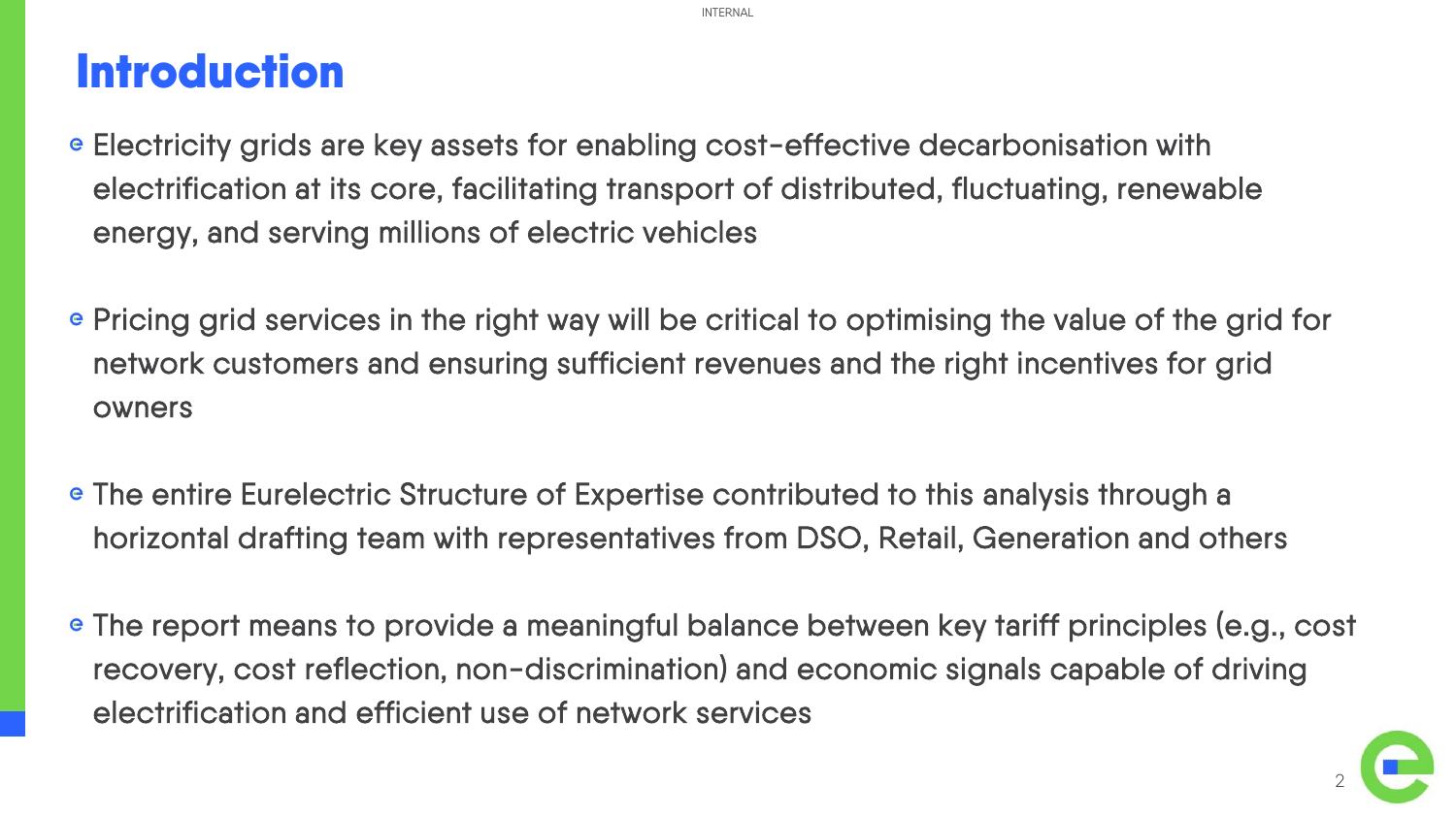# Introduction

- Electricity grids are key assets for enabling cost-effective decarbonisation with electrification at its core, facilitating transport of distributed, fluctuating, renewable energy, and serving millions of electric vehicles
- Pricing grid services in the right way will be critical to optimising the value of the grid for network customers and ensuring sufficient revenues and the right incentives for grid owners
- The entire Eurelectric Structure of Expertise contributed to this analysis through a horizontal drafting team with representatives from DSO, Retail, Generation and others
- The report means to provide a meaningful balance between key tariff principles (e.g., cost recovery, cost reflection, non-discrimination) and economic signals capable of driving electrification and efficient use of network services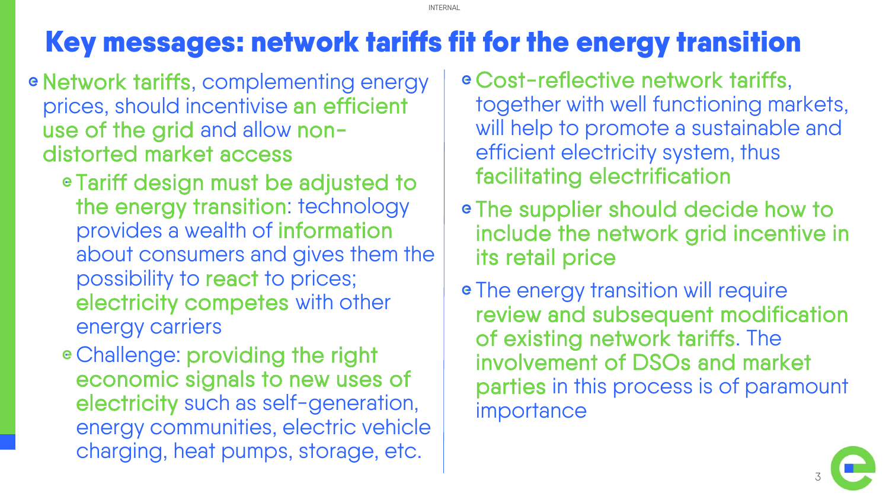# Key messages: network tariffs fit for the energy transition

- **Network tariffs**, complementing energy prices, should incentivise **an efficient use of the grid** and allow **non-distorted market access**
  - **Tariff design must be adjusted to the energy transition**: technology provides a wealth of **information** about consumers and gives them the possibility to **react** to prices; **electricity competes** with other energy carriers
  - Challenge: **providing the right economic signals to new uses of electricity** such as self-generation, energy communities, electric vehicle charging, heat pumps, storage, etc.
- **Cost-reflective network tariffs**, together with well functioning markets, will help to promote a sustainable and efficient electricity system, thus **facilitating electrification**
- **The supplier should decide how to include the network grid incentive in its retail price**
- The energy transition will require **review and subsequent modification of existing network tariffs**. The **involvement of DSOs and market parties** in this process is of paramount importance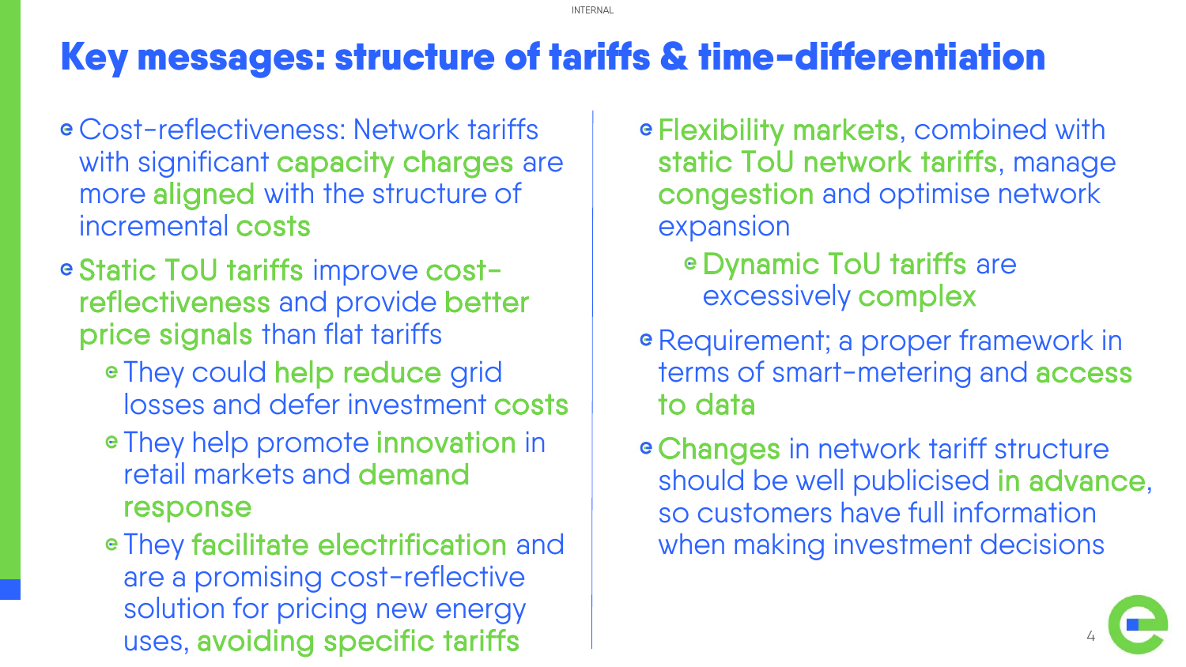# Key messages: structure of tariffs & time-differentiation

- Cost-reflectiveness: Network tariffs with significant capacity charges are more aligned with the structure of incremental costs
- Static ToU tariffs improve cost-reflectiveness and provide better price signals than flat tariffs
  - They could help reduce grid losses and defer investment costs
  - They help promote innovation in retail markets and demand response
  - They facilitate electrification and are a promising cost-reflective solution for pricing new energy uses, avoiding specific tariffs
- Flexibility markets, combined with static ToU network tariffs, manage congestion and optimise network expansion
  - Dynamic ToU tariffs are excessively complex
- Requirement; a proper framework in terms of smart-metering and access to data
- Changes in network tariff structure should be well publicised in advance, so customers have full information when making investment decisions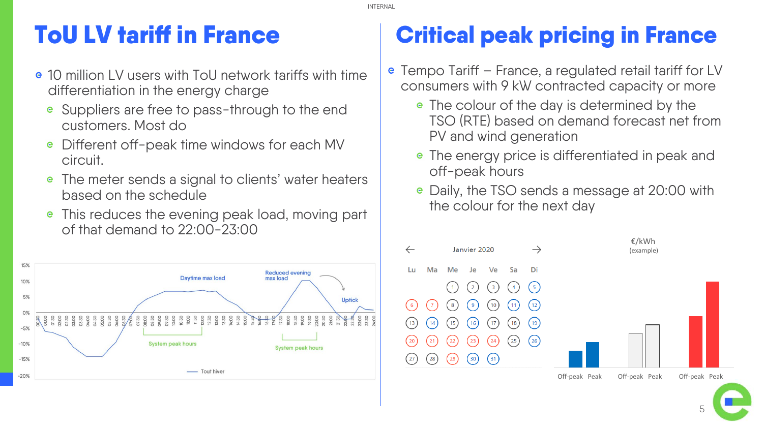# ToU LV tariff in France

- 10 million LV users with ToU network tariffs with time differentiation in the energy charge
  - Suppliers are free to pass-through to the end customers. Most do
  - Different off-peak time windows for each MV circuit.
  - The meter sends a signal to clients' water heaters based on the schedule
  - This reduces the evening peak load, moving part of that demand to 22:00-23:00

Daytime max load

Reduced evening max load

Uptick

System peak hours

System peak hours

Tout hiver

# Critical peak pricing in France

- Tempo Tariff – France, a regulated retail tariff for LV consumers with 9 kW contracted capacity or more
  - The colour of the day is determined by the TSO (RTE) based on demand forecast net from PV and wind generation
  - The energy price is differentiated in peak and off-peak hours
  - Daily, the TSO sends a message at 20:00 with the colour for the next day

Janvier 2020

| Lu | Ma | Me | Je | Ve | Sa | Di |
|---|---|---|---|---|---|---|
| | | 1 | 2 | 3 | 4 | 5 |
| 6 | 7 | 8 | 9 | 10 | 11 | 12 |
| 13 | 14 | 15 | 16 | 17 | 18 | 19 |
| 20 | 21 | 22 | 23 | 24 | 25 | 26 |
| 27 | 28 | 29 | 30 | 31 | | |

€/kWh (example)

Off-peak Peak | Off-peak Peak | Off-peak Peak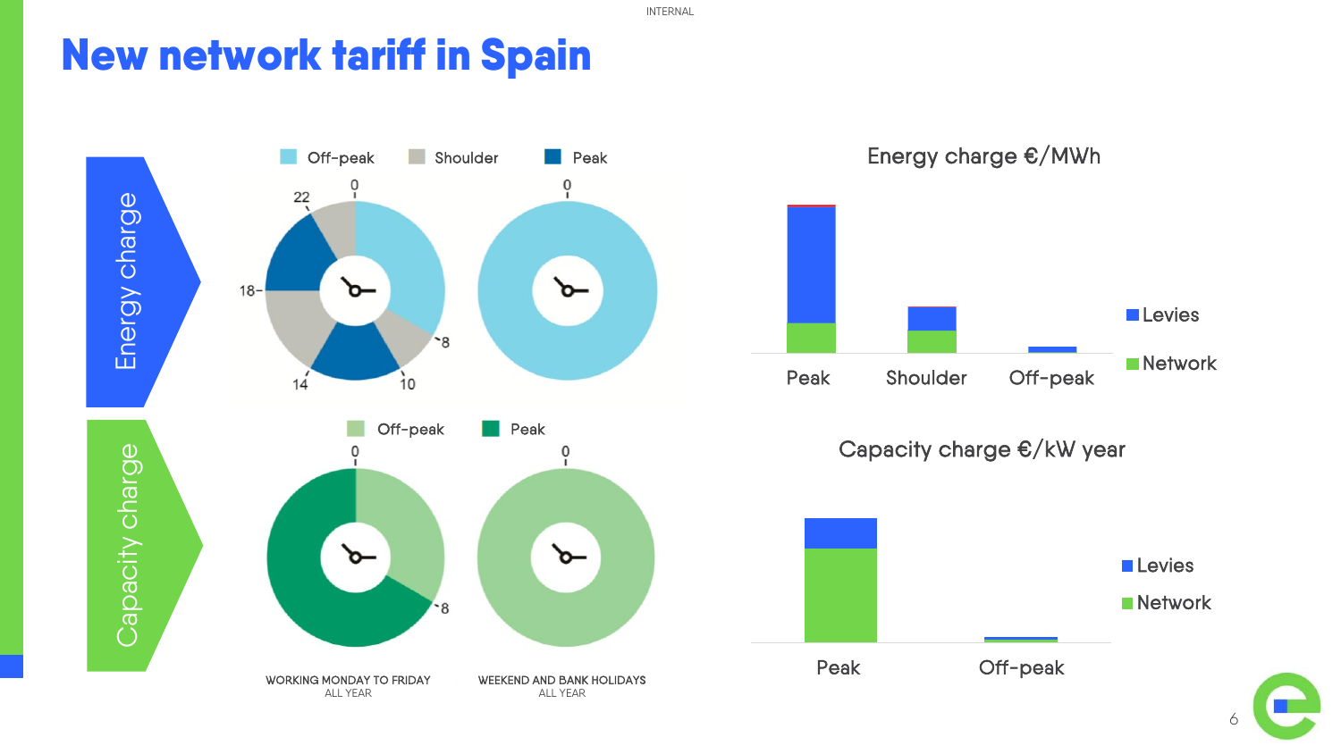# New network tariff in Spain

## Energy charge

Off-peak | Shoulder | Peak

0 · 8 · 10 · 14 · 18 · 22

### Energy charge €/MWh

Peak | Shoulder | Off-peak

Levies | Network

## Capacity charge

Off-peak | Peak

0 · 8

### Capacity charge €/kW year

Peak | Off-peak

Levies | Network

WORKING MONDAY TO FRIDAY
ALL YEAR

WEEKEND AND BANK HOLIDAYS
ALL YEAR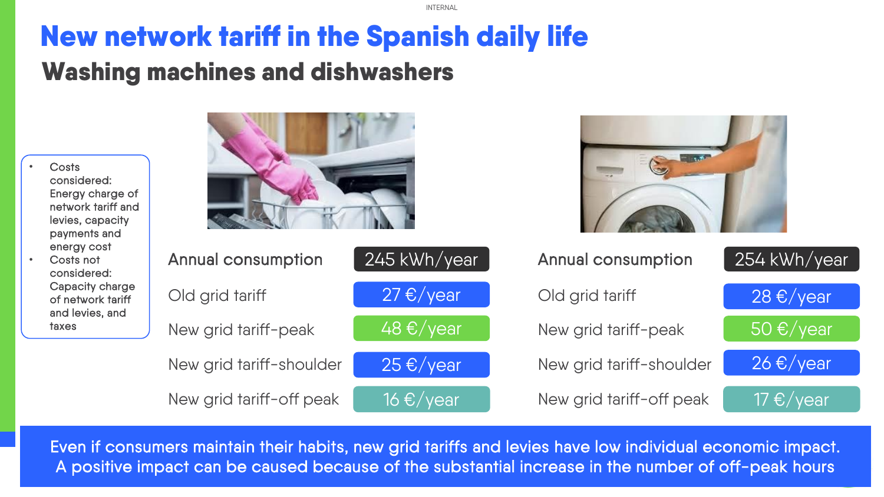# New network tariff in the Spanish daily life

## Washing machines and dishwashers

- Costs considered: Energy charge of network tariff and levies, capacity payments and energy cost
- Costs not considered: Capacity charge of network tariff and levies, and taxes

| | Dishwasher | Washing machine |
| --- | --- | --- |
| Annual consumption | 245 kWh/year | 254 kWh/year |
| Old grid tariff | 27 €/year | 28 €/year |
| New grid tariff-peak | 48 €/year | 50 €/year |
| New grid tariff-shoulder | 25 €/year | 26 €/year |
| New grid tariff-off peak | 16 €/year | 17 €/year |

Even if consumers maintain their habits, new grid tariffs and levies have low individual economic impact. A positive impact can be caused because of the substantial increase in the number of off-peak hours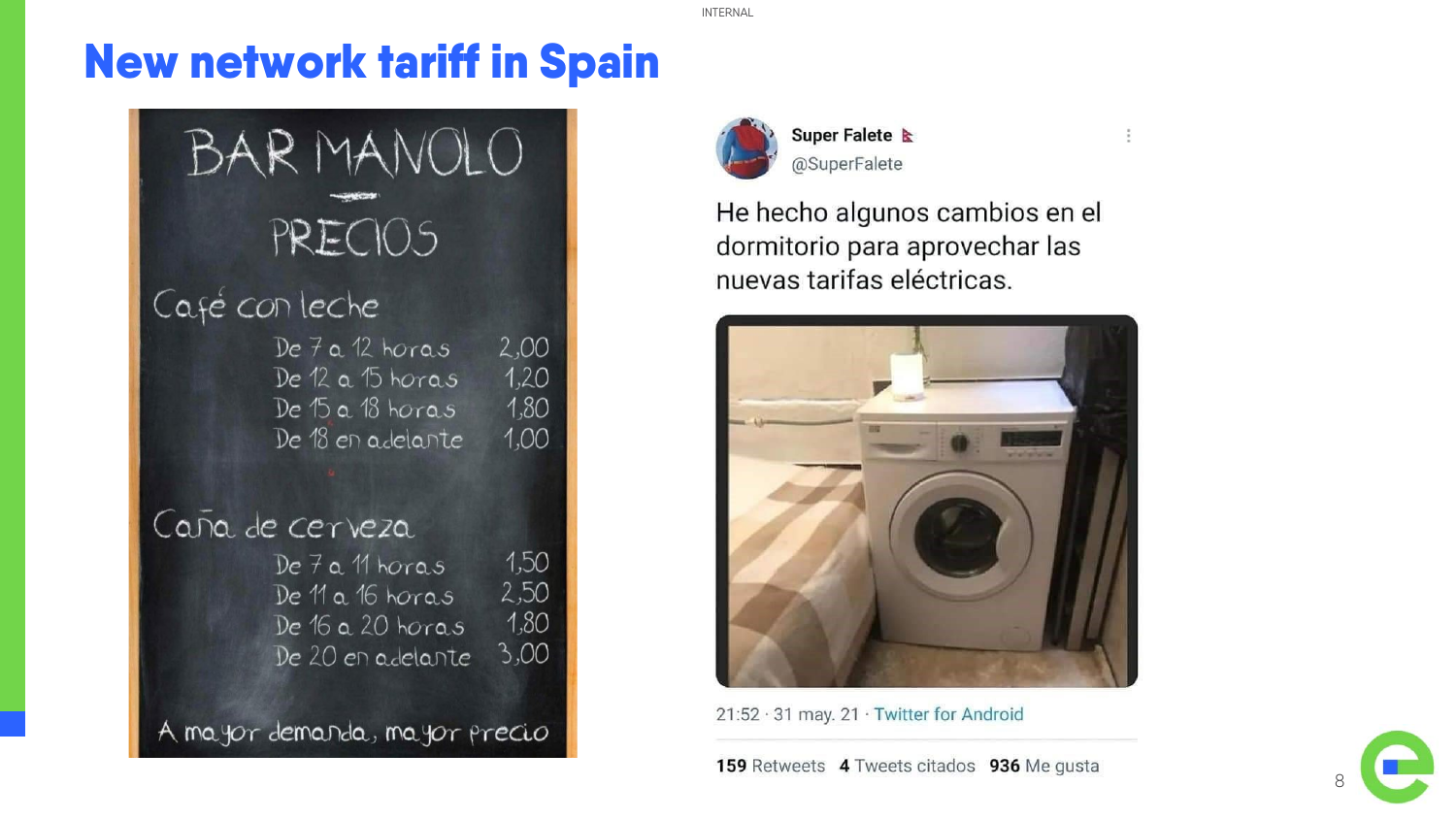# New network tariff in Spain

## BAR MANOLO

### PRECIOS

**Café con leche**

| | |
|---|---|
| De 7 a 12 horas | 2,00 |
| De 12 a 15 horas | 1,20 |
| De 15 a 18 horas | 1,80 |
| De 18 en adelante | 1,00 |

**Caña de cerveza**

| | |
|---|---|
| De 7 a 11 horas | 1,50 |
| De 11 a 16 horas | 2,50 |
| De 16 a 20 horas | 1,80 |
| De 20 en adelante | 3,00 |

A mayor demanda, mayor precio

**Super Falete** @SuperFalete

He hecho algunos cambios en el dormitorio para aprovechar las nuevas tarifas eléctricas.

21:52 · 31 may. 21 · Twitter for Android

**159** Retweets **4** Tweets citados **936** Me gusta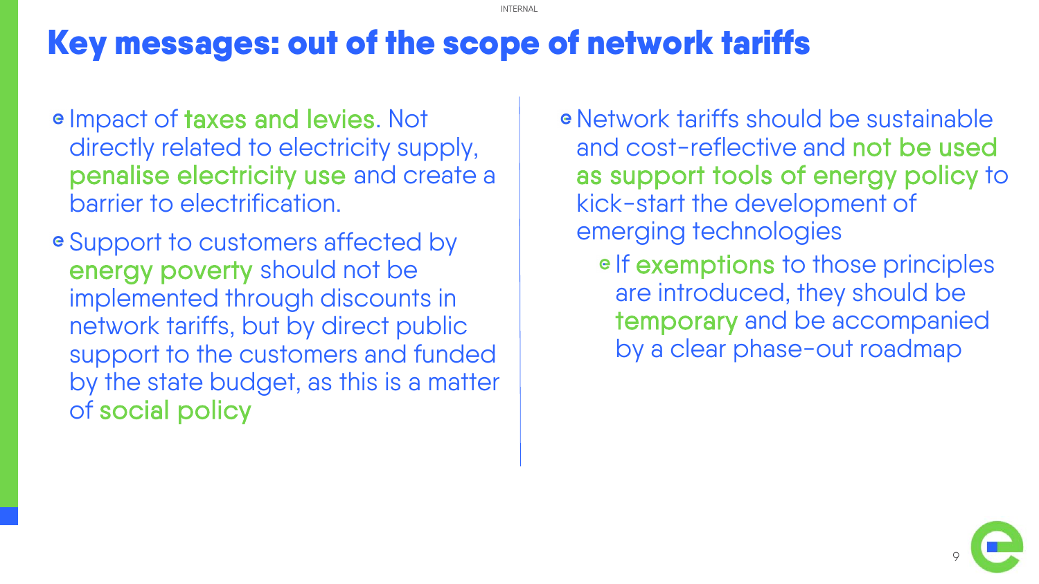# Key messages: out of the scope of network tariffs

- Impact of taxes and levies. Not directly related to electricity supply, penalise electricity use and create a barrier to electrification.
- Support to customers affected by energy poverty should not be implemented through discounts in network tariffs, but by direct public support to the customers and funded by the state budget, as this is a matter of social policy

- Network tariffs should be sustainable and cost-reflective and not be used as support tools of energy policy to kick-start the development of emerging technologies
  - If exemptions to those principles are introduced, they should be temporary and be accompanied by a clear phase-out roadmap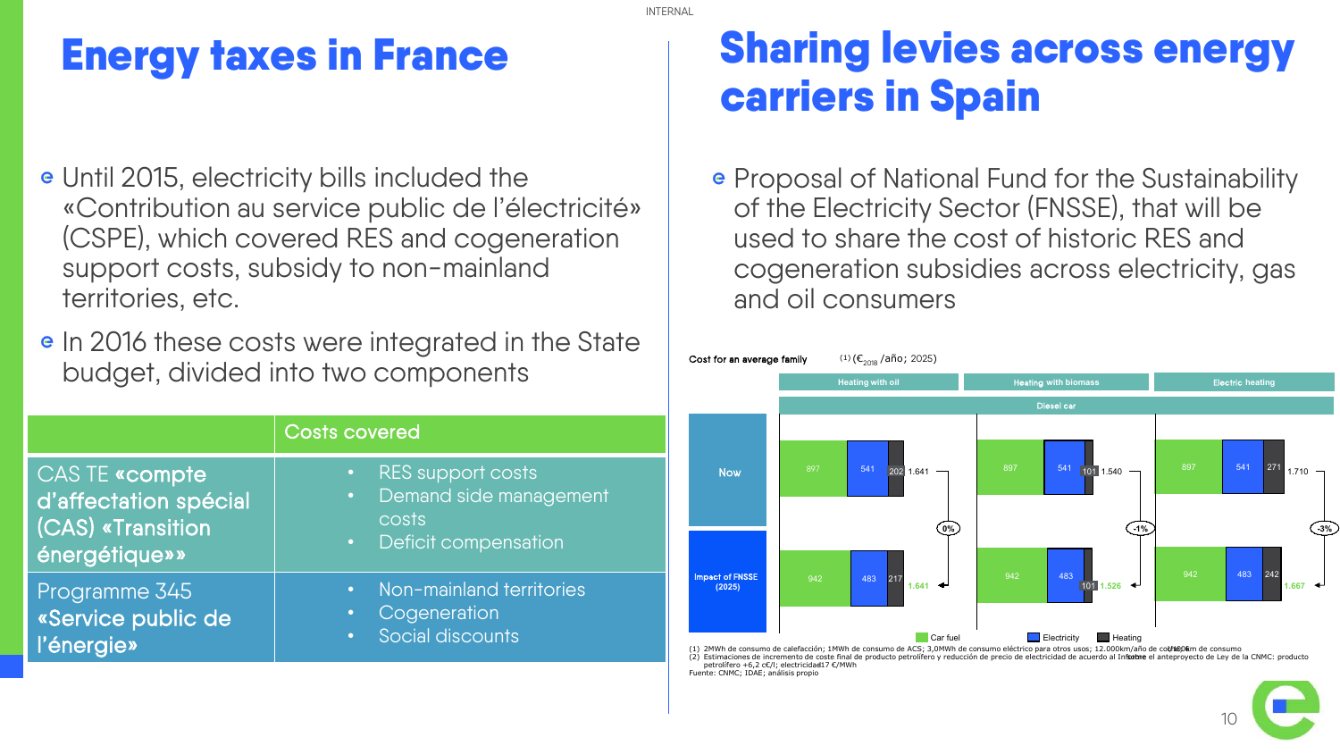# Energy taxes in France

- Until 2015, electricity bills included the «Contribution au service public de l'électricité» (CSPE), which covered RES and cogeneration support costs, subsidy to non-mainland territories, etc.
- In 2016 these costs were integrated in the State budget, divided into two components

| | Costs covered |
|---|---|
| CAS TE **«compte d'affectation spécial (CAS) «Transition énergétique»»** | • RES support costs<br>• Demand side management costs<br>• Deficit compensation |
| Programme 345 **«Service public de l'énergie»** | • Non-mainland territories<br>• Cogeneration<br>• Social discounts |

# Sharing levies across energy carriers in Spain

- Proposal of National Fund for the Sustainability of the Electricity Sector (FNSSE), that will be used to share the cost of historic RES and cogeneration subsidies across electricity, gas and oil consumers

Cost for an average family [1] (€$_{2018}$/año; 2025)

Diesel car

| | Heating with oil | | | | Heating with biomass | | | | Electric heating | | | |
|---|---|---|---|---|---|---|---|---|---|---|---|---|
| | Car fuel | Electricity | Heating | Total | Car fuel | Electricity | Heating | Total | Car fuel | Electricity | Heating | Total |
| Now | 897 | 541 | 202 | 1.641 | 897 | 541 | 101 | 1.540 | 897 | 541 | 271 | 1.710 |
| Impact of FNSSE (2025) | 942 | 483 | 217 | 1.641 | 942 | 483 | 101 | 1.526 | 942 | 483 | 242 | 1.667 |
| Change | | | | 0% | | | | -1% | | | | -3% |

(1) 2MWh de consumo de calefacción; 1MWh de consumo de ACS; 3,0MWh de consumo eléctrico para otros usos; 12.000km/año de coche; 6l/100km de consumo
(2) Estimaciones de incremento de coste final de producto petrolífero y reducción de precio de electricidad de acuerdo al Informe sobre el anteproyecto de Ley de la CNMC: producto petrolífero +6,2 c€/l; electricidad -17 €/MWh
Fuente: CNMC; IDAE; análisis propio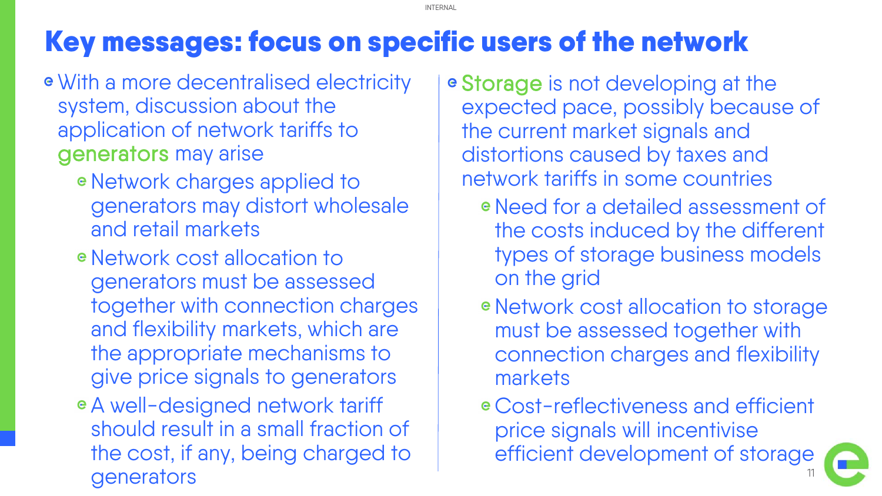# Key messages: focus on specific users of the network

- With a more decentralised electricity system, discussion about the application of network tariffs to generators may arise
  - Network charges applied to generators may distort wholesale and retail markets
  - Network cost allocation to generators must be assessed together with connection charges and flexibility markets, which are the appropriate mechanisms to give price signals to generators
  - A well-designed network tariff should result in a small fraction of the cost, if any, being charged to generators

- Storage is not developing at the expected pace, possibly because of the current market signals and distortions caused by taxes and network tariffs in some countries
  - Need for a detailed assessment of the costs induced by the different types of storage business models on the grid
  - Network cost allocation to storage must be assessed together with connection charges and flexibility markets
  - Cost-reflectiveness and efficient price signals will incentivise efficient development of storage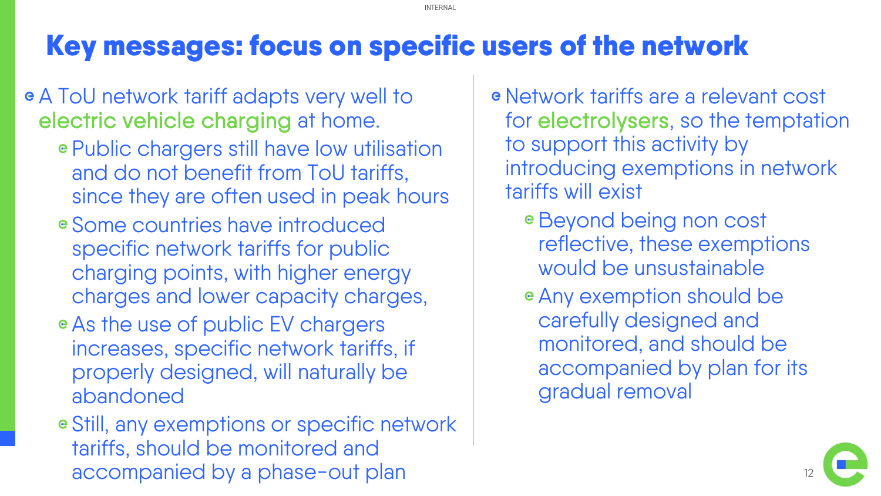# Key messages: focus on specific users of the network

- A ToU network tariff adapts very well to electric vehicle charging at home.
  - Public chargers still have low utilisation and do not benefit from ToU tariffs, since they are often used in peak hours
  - Some countries have introduced specific network tariffs for public charging points, with higher energy charges and lower capacity charges,
  - As the use of public EV chargers increases, specific network tariffs, if properly designed, will naturally be abandoned
  - Still, any exemptions or specific network tariffs, should be monitored and accompanied by a phase-out plan

- Network tariffs are a relevant cost for electrolysers, so the temptation to support this activity by introducing exemptions in network tariffs will exist
  - Beyond being non cost reflective, these exemptions would be unsustainable
  - Any exemption should be carefully designed and monitored, and should be accompanied by plan for its gradual removal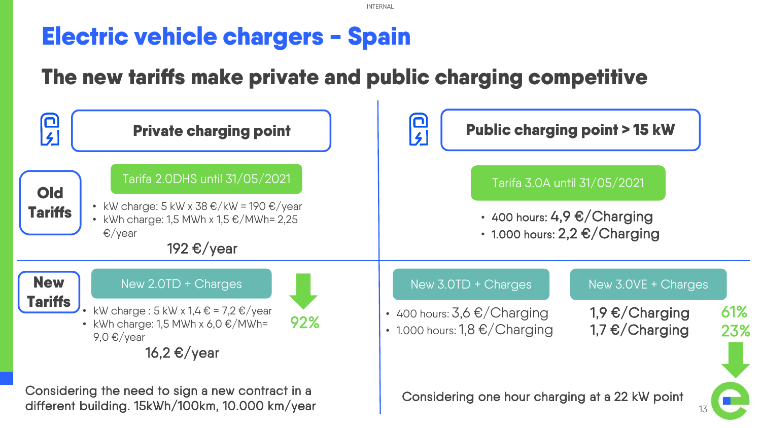# Electric vehicle chargers - Spain

## The new tariffs make private and public charging competitive

### Private charging point

**Old Tariffs**

Tarifa 2.0DHS until 31/05/2021

- kW charge: 5 kW x 38 €/kW = 190 €/year
- kWh charge: 1,5 MWh x 1,5 €/MWh= 2,25 €/year

192 €/year

**New Tariffs**

New 2.0TD + Charges

- kW charge : 5 kW x 1,4 € = 7,2 €/year
- kWh charge: 1,5 MWh x 6,0 €/MWh= 9,0 €/year

16,2 €/year

92%

Considering the need to sign a new contract in a different building. 15kWh/100km, 10.000 km/year

### Public charging point > 15 kW

Tarifa 3.0A until 31/05/2021

- 400 hours: 4,9 €/Charging
- 1.000 hours: 2,2 €/Charging

| | New 3.0TD + Charges | New 3.0VE + Charges | |
|---|---|---|---|
| 400 hours: | 3,6 €/Charging | 1,9 €/Charging | 61% |
| 1.000 hours: | 1,8 €/Charging | 1,7 €/Charging | 23% |

Considering one hour charging at a 22 kW point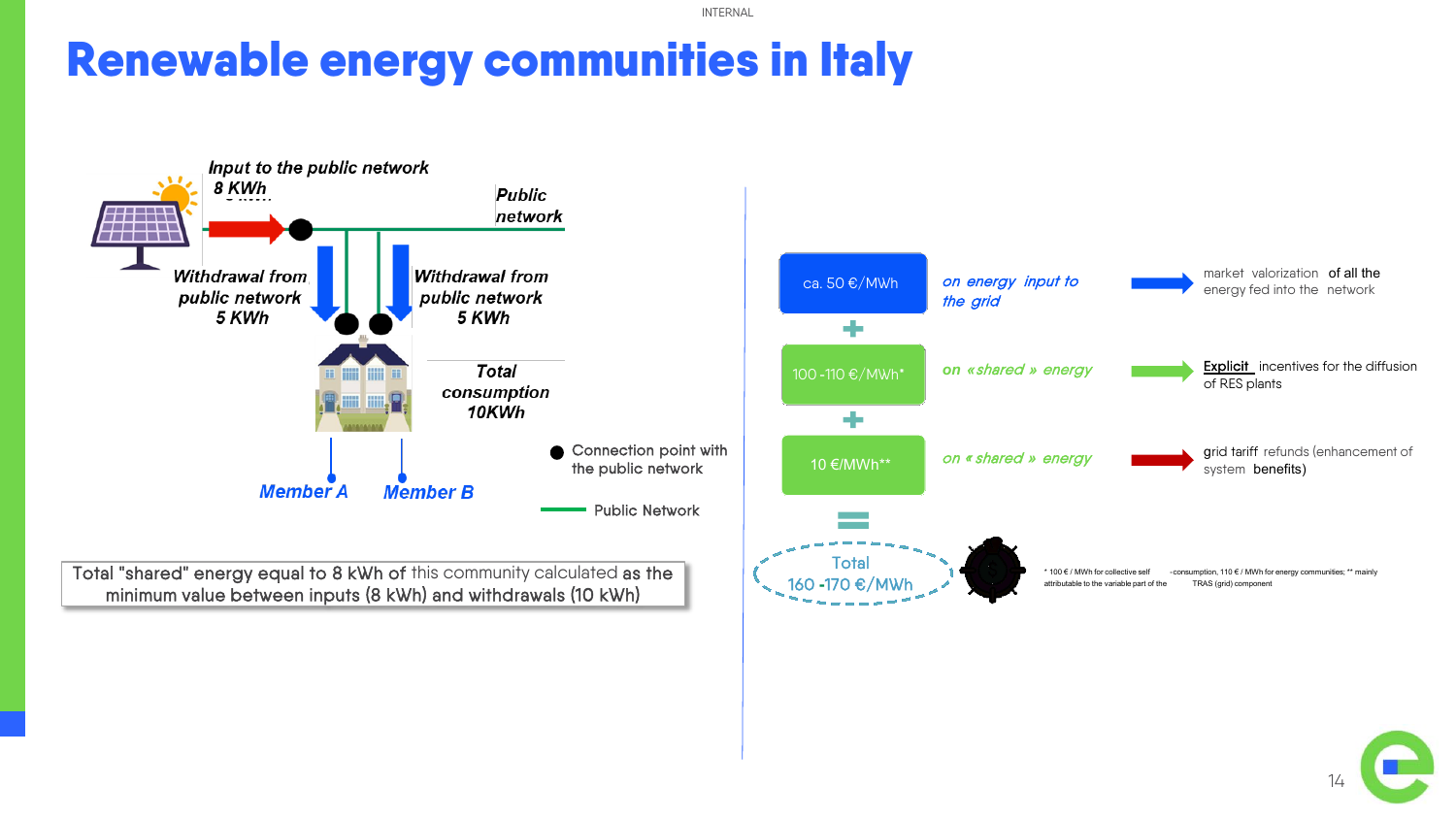# Renewable energy communities in Italy

Input to the public network
8 KWh

Public network

Withdrawal from public network
5 KWh

Withdrawal from public network
5 KWh

Total consumption
10KWh

Member A

Member B

● Connection point with the public network

Public Network

Total "shared" energy equal to 8 kWh of this community calculated as the minimum value between inputs (8 kWh) and withdrawals (10 kWh)

ca. 50 €/MWh — *on energy input to the grid* → market valorization of all the energy fed into the network

+

100 -110 €/MWh* — *on «shared » energy* → Explicit incentives for the diffusion of RES plants

+

10 €/MWh** — *on « shared » energy* → grid tariff refunds (enhancement of system benefits)

=

Total
160 -170 €/MWh

\* 100 € / MWh for collective self -consumption, 110 € / MWh for energy communities; ** mainly attributable to the variable part of the TRAS (grid) component